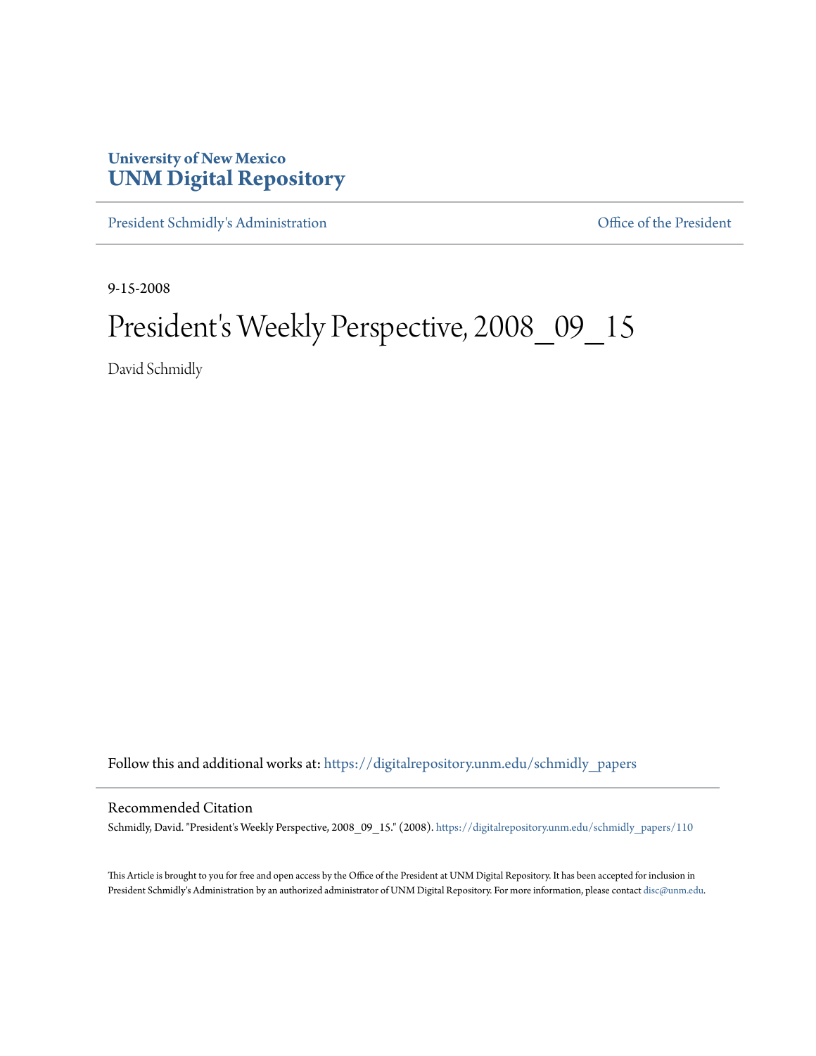University of New Mexico
**UNM Digital Repository**

President Schmidly's Administration | Office of the President

---

9-15-2008

# President's Weekly Perspective, 2008_09_15

David Schmidly

Follow this and additional works at: https://digitalrepository.unm.edu/schmidly_papers

## Recommended Citation

Schmidly, David. "President's Weekly Perspective, 2008_09_15." (2008). https://digitalrepository.unm.edu/schmidly_papers/110

This Article is brought to you for free and open access by the Office of the President at UNM Digital Repository. It has been accepted for inclusion in President Schmidly's Administration by an authorized administrator of UNM Digital Repository. For more information, please contact disc@unm.edu.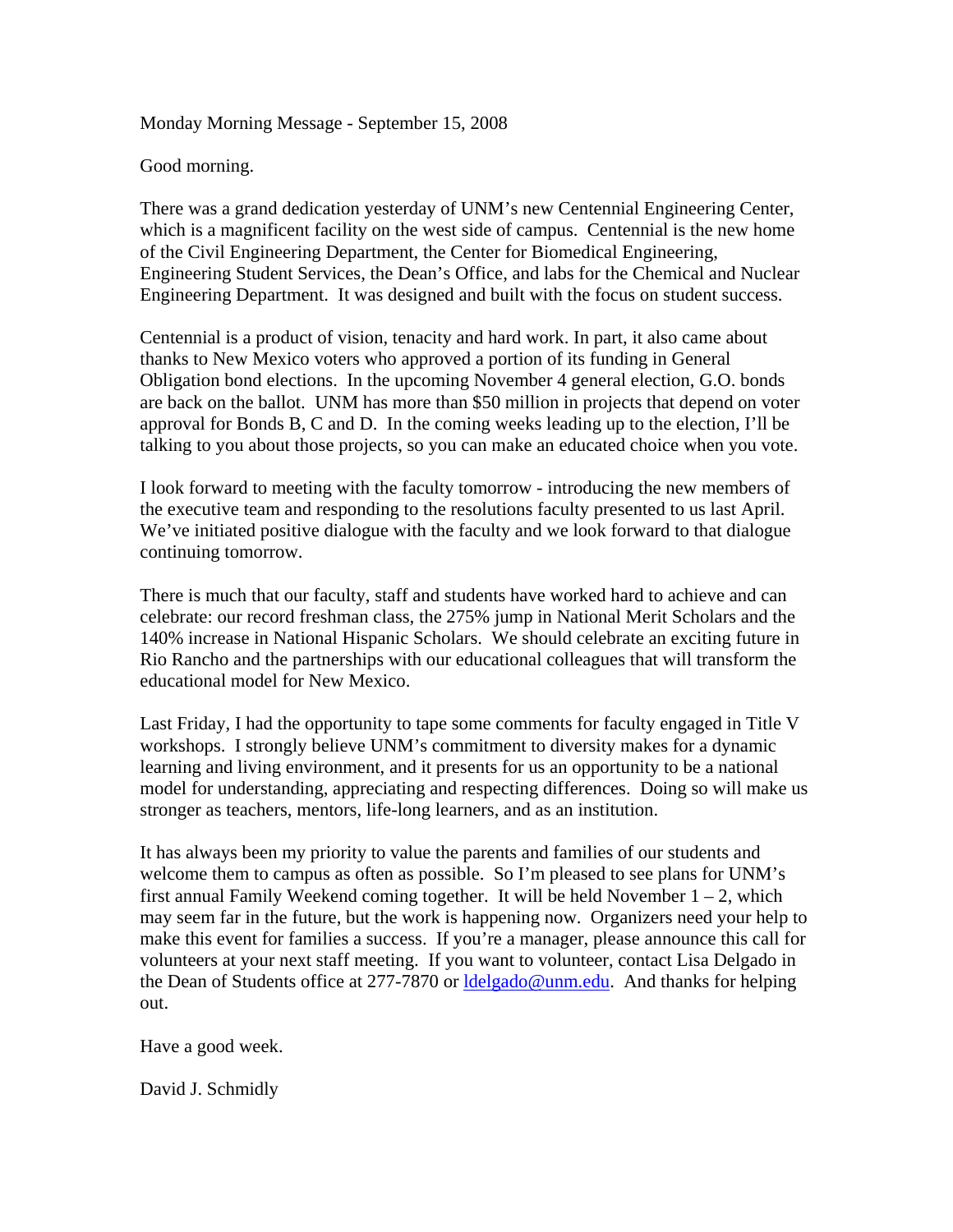Monday Morning Message - September 15, 2008

Good morning.

There was a grand dedication yesterday of UNM's new Centennial Engineering Center, which is a magnificent facility on the west side of campus. Centennial is the new home of the Civil Engineering Department, the Center for Biomedical Engineering, Engineering Student Services, the Dean's Office, and labs for the Chemical and Nuclear Engineering Department. It was designed and built with the focus on student success.

Centennial is a product of vision, tenacity and hard work. In part, it also came about thanks to New Mexico voters who approved a portion of its funding in General Obligation bond elections. In the upcoming November 4 general election, G.O. bonds are back on the ballot. UNM has more than $50 million in projects that depend on voter approval for Bonds B, C and D. In the coming weeks leading up to the election, I'll be talking to you about those projects, so you can make an educated choice when you vote.

I look forward to meeting with the faculty tomorrow - introducing the new members of the executive team and responding to the resolutions faculty presented to us last April. We've initiated positive dialogue with the faculty and we look forward to that dialogue continuing tomorrow.

There is much that our faculty, staff and students have worked hard to achieve and can celebrate: our record freshman class, the 275% jump in National Merit Scholars and the 140% increase in National Hispanic Scholars. We should celebrate an exciting future in Rio Rancho and the partnerships with our educational colleagues that will transform the educational model for New Mexico.

Last Friday, I had the opportunity to tape some comments for faculty engaged in Title V workshops. I strongly believe UNM's commitment to diversity makes for a dynamic learning and living environment, and it presents for us an opportunity to be a national model for understanding, appreciating and respecting differences. Doing so will make us stronger as teachers, mentors, life-long learners, and as an institution.

It has always been my priority to value the parents and families of our students and welcome them to campus as often as possible. So I'm pleased to see plans for UNM's first annual Family Weekend coming together. It will be held November 1 – 2, which may seem far in the future, but the work is happening now. Organizers need your help to make this event for families a success. If you're a manager, please announce this call for volunteers at your next staff meeting. If you want to volunteer, contact Lisa Delgado in the Dean of Students office at 277-7870 or ldelgado@unm.edu. And thanks for helping out.

Have a good week.

David J. Schmidly